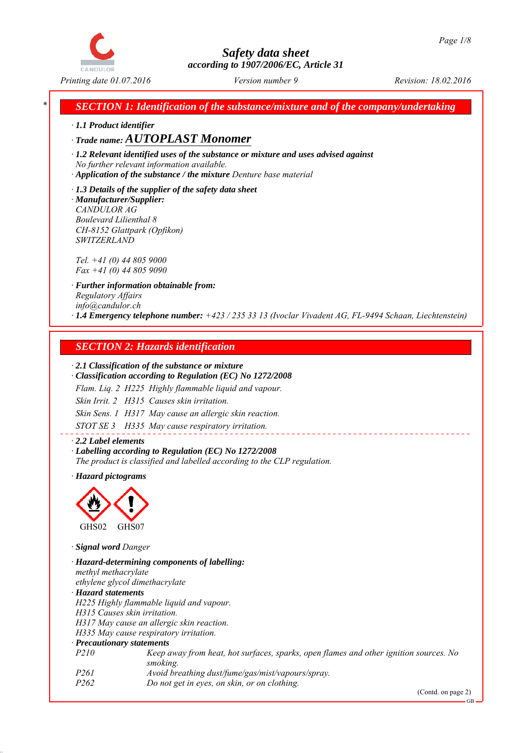# Safety data sheet

*according to 1907/2006/EC, Article 31*

*Printing date 01.07.2016* *Version number 9* *Revision: 18.02.2016*

## SECTION 1: Identification of the substance/mixture and of the company/undertaking

· **1.1 Product identifier**

· **Trade name: AUTOPLAST Monomer**

· **1.2 Relevant identified uses of the substance or mixture and uses advised against**
No further relevant information available.

· **Application of the substance / the mixture** Denture base material

· **1.3 Details of the supplier of the safety data sheet**

· **Manufacturer/Supplier:**
CANDULOR AG
Boulevard Lilienthal 8
CH-8152 Glattpark (Opfikon)
SWITZERLAND

Tel. +41 (0) 44 805 9000
Fax +41 (0) 44 805 9090

· **Further information obtainable from:**
Regulatory Affairs
info@candulor.ch

· **1.4 Emergency telephone number:** +423 / 235 33 13 (Ivoclar Vivadent AG, FL-9494 Schaan, Liechtenstein)

## SECTION 2: Hazards identification

· **2.1 Classification of the substance or mixture**

· **Classification according to Regulation (EC) No 1272/2008**

Flam. Liq. 2 H225 Highly flammable liquid and vapour.

Skin Irrit. 2 H315 Causes skin irritation.

Skin Sens. 1 H317 May cause an allergic skin reaction.

STOT SE 3 H335 May cause respiratory irritation.

· **2.2 Label elements**

· **Labelling according to Regulation (EC) No 1272/2008**
The product is classified and labelled according to the CLP regulation.

· **Hazard pictograms**

GHS02 GHS07

· **Signal word** Danger

· **Hazard-determining components of labelling:**
methyl methacrylate
ethylene glycol dimethacrylate

· **Hazard statements**
H225 Highly flammable liquid and vapour.
H315 Causes skin irritation.
H317 May cause an allergic skin reaction.
H335 May cause respiratory irritation.

· **Precautionary statements**

| | |
|---|---|
| P210 | Keep away from heat, hot surfaces, sparks, open flames and other ignition sources. No smoking. |
| P261 | Avoid breathing dust/fume/gas/mist/vapours/spray. |
| P262 | Do not get in eyes, on skin, or on clothing. |

(Contd. on page 2)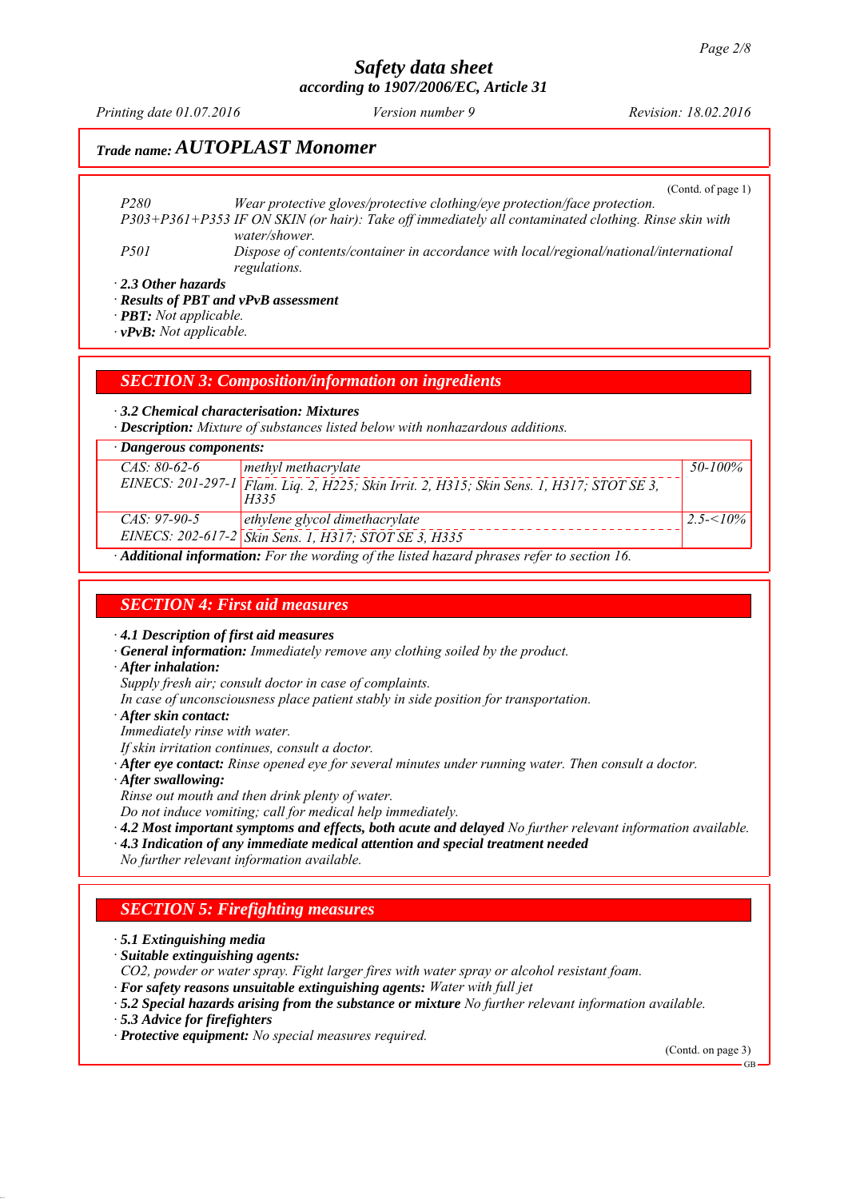# Safety data sheet

**according to 1907/2006/EC, Article 31**

*Printing date 01.07.2016* *Version number 9* *Revision: 18.02.2016*

## Trade name: AUTOPLAST Monomer

(Contd. of page 1)

P280 Wear protective gloves/protective clothing/eye protection/face protection.

P303+P361+P353 IF ON SKIN (or hair): Take off immediately all contaminated clothing. Rinse skin with water/shower.

P501 Dispose of contents/container in accordance with local/regional/national/international regulations.

· **2.3 Other hazards**

· **Results of PBT and vPvB assessment**

· **PBT:** Not applicable.

· **vPvB:** Not applicable.

## SECTION 3: Composition/information on ingredients

· **3.2 Chemical characterisation: Mixtures**

· **Description:** Mixture of substances listed below with nonhazardous additions.

· **Dangerous components:**

| | | |
|---|---|---|
| CAS: 80-62-6<br>EINECS: 201-297-1 | methyl methacrylate<br>Flam. Liq. 2, H225; Skin Irrit. 2, H315; Skin Sens. 1, H317; STOT SE 3, H335 | 50-100% |
| CAS: 97-90-5<br>EINECS: 202-617-2 | ethylene glycol dimethacrylate<br>Skin Sens. 1, H317; STOT SE 3, H335 | 2.5-<10% |

· **Additional information:** For the wording of the listed hazard phrases refer to section 16.

## SECTION 4: First aid measures

· **4.1 Description of first aid measures**

· **General information:** Immediately remove any clothing soiled by the product.

· **After inhalation:**

Supply fresh air; consult doctor in case of complaints.

In case of unconsciousness place patient stably in side position for transportation.

· **After skin contact:**

Immediately rinse with water.

If skin irritation continues, consult a doctor.

· **After eye contact:** Rinse opened eye for several minutes under running water. Then consult a doctor.

· **After swallowing:**

Rinse out mouth and then drink plenty of water.

Do not induce vomiting; call for medical help immediately.

· **4.2 Most important symptoms and effects, both acute and delayed** No further relevant information available.

· **4.3 Indication of any immediate medical attention and special treatment needed**

No further relevant information available.

## SECTION 5: Firefighting measures

· **5.1 Extinguishing media**

· **Suitable extinguishing agents:**

CO2, powder or water spray. Fight larger fires with water spray or alcohol resistant foam.

· **For safety reasons unsuitable extinguishing agents:** Water with full jet

· **5.2 Special hazards arising from the substance or mixture** No further relevant information available.

· **5.3 Advice for firefighters**

· **Protective equipment:** No special measures required.

(Contd. on page 3)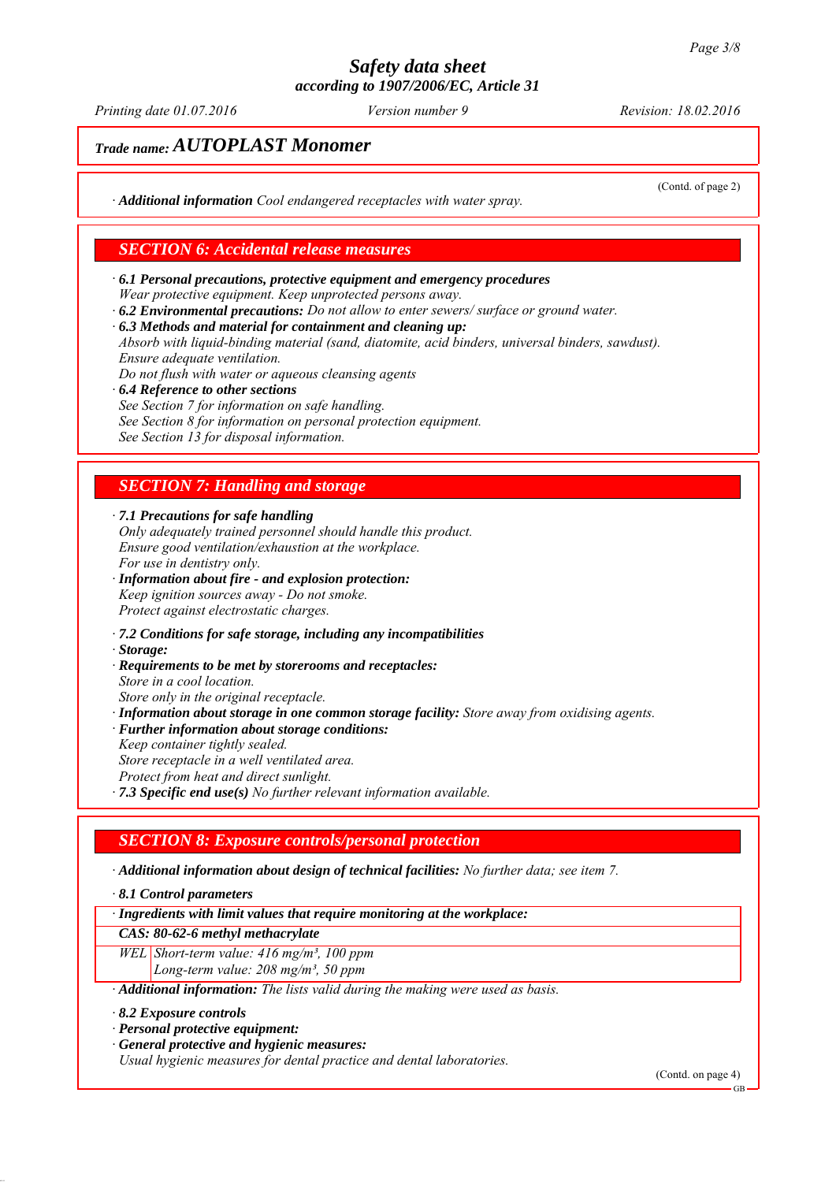# Safety data sheet
according to 1907/2006/EC, Article 31

Printing date 01.07.2016 | Version number 9 | Revision: 18.02.2016

**Trade name: AUTOPLAST Monomer**

(Contd. of page 2)

· **Additional information** Cool endangered receptacles with water spray.

## SECTION 6: Accidental release measures

· **6.1 Personal precautions, protective equipment and emergency procedures**
Wear protective equipment. Keep unprotected persons away.
· **6.2 Environmental precautions:** Do not allow to enter sewers/ surface or ground water.
· **6.3 Methods and material for containment and cleaning up:**
Absorb with liquid-binding material (sand, diatomite, acid binders, universal binders, sawdust).
Ensure adequate ventilation.
Do not flush with water or aqueous cleansing agents
· **6.4 Reference to other sections**
See Section 7 for information on safe handling.
See Section 8 for information on personal protection equipment.
See Section 13 for disposal information.

## SECTION 7: Handling and storage

· **7.1 Precautions for safe handling**
Only adequately trained personnel should handle this product.
Ensure good ventilation/exhaustion at the workplace.
For use in dentistry only.
· **Information about fire - and explosion protection:**
Keep ignition sources away - Do not smoke.
Protect against electrostatic charges.

· **7.2 Conditions for safe storage, including any incompatibilities**
· **Storage:**
· **Requirements to be met by storerooms and receptacles:**
Store in a cool location.
Store only in the original receptacle.
· **Information about storage in one common storage facility:** Store away from oxidising agents.
· **Further information about storage conditions:**
Keep container tightly sealed.
Store receptacle in a well ventilated area.
Protect from heat and direct sunlight.
· **7.3 Specific end use(s)** No further relevant information available.

## SECTION 8: Exposure controls/personal protection

· **Additional information about design of technical facilities:** No further data; see item 7.

· **8.1 Control parameters**

| · Ingredients with limit values that require monitoring at the workplace: | |
|---|---|
| **CAS: 80-62-6 methyl methacrylate** | |
| WEL | Short-term value: 416 mg/m³, 100 ppm<br>Long-term value: 208 mg/m³, 50 ppm |

· **Additional information:** The lists valid during the making were used as basis.

· **8.2 Exposure controls**
· **Personal protective equipment:**
· **General protective and hygienic measures:**
Usual hygienic measures for dental practice and dental laboratories.

(Contd. on page 4)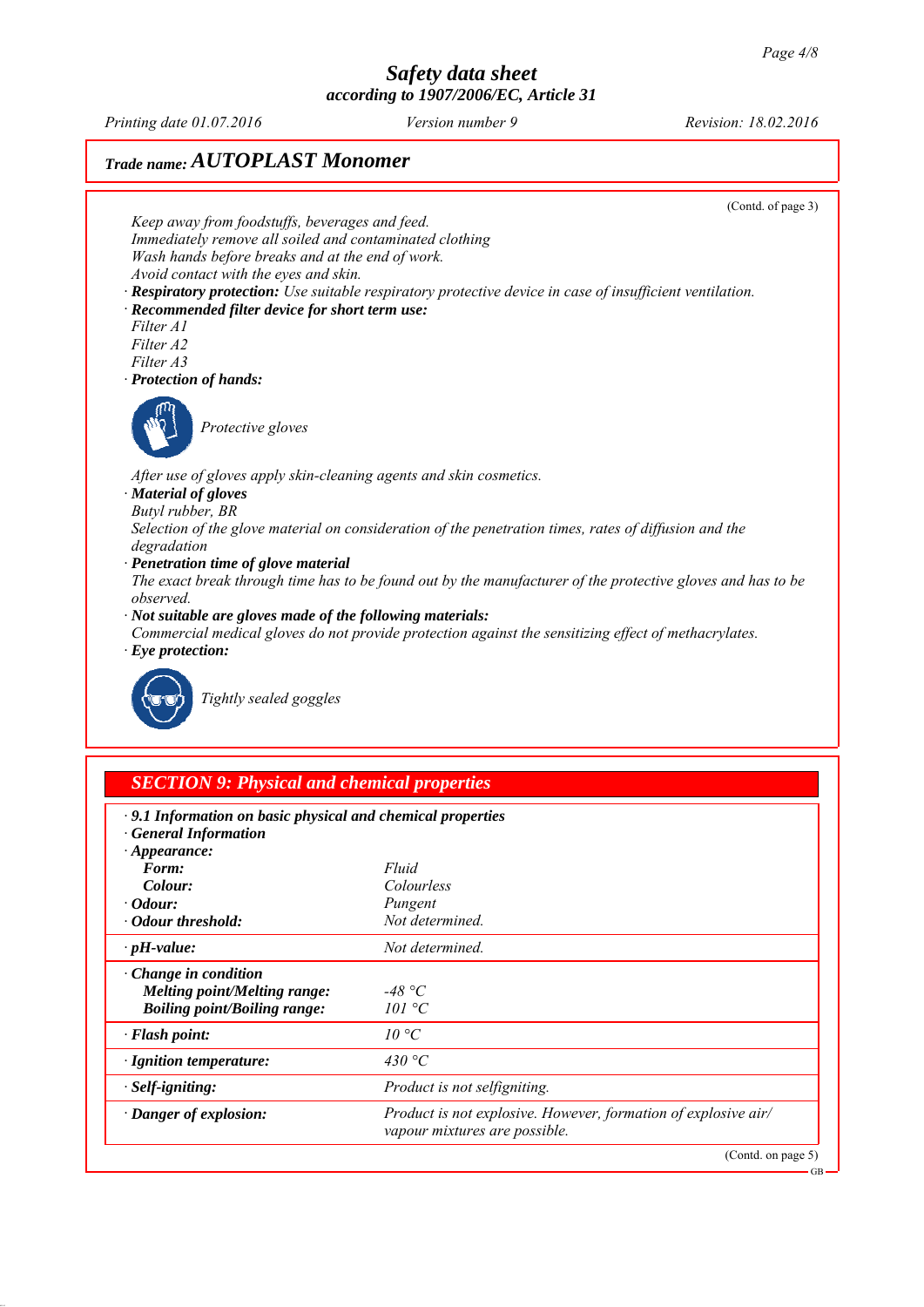## Trade name: AUTOPLAST Monomer

(Contd. of page 3)

Keep away from foodstuffs, beverages and feed.
Immediately remove all soiled and contaminated clothing
Wash hands before breaks and at the end of work.
Avoid contact with the eyes and skin.

· **Respiratory protection:** Use suitable respiratory protective device in case of insufficient ventilation.
· **Recommended filter device for short term use:**
Filter A1
Filter A2
Filter A3
· **Protection of hands:**

Protective gloves

After use of gloves apply skin-cleaning agents and skin cosmetics.
· **Material of gloves**
Butyl rubber, BR
Selection of the glove material on consideration of the penetration times, rates of diffusion and the degradation
· **Penetration time of glove material**
The exact break through time has to be found out by the manufacturer of the protective gloves and has to be observed.
· **Not suitable are gloves made of the following materials:**
Commercial medical gloves do not provide protection against the sensitizing effect of methacrylates.
· **Eye protection:**

Tightly sealed goggles

## SECTION 9: Physical and chemical properties

· **9.1 Information on basic physical and chemical properties**
· **General Information**

| | |
|---|---|
| · **Appearance:** | |
| **Form:** | Fluid |
| **Colour:** | Colourless |
| · **Odour:** | Pungent |
| · **Odour threshold:** | Not determined. |
| · **pH-value:** | Not determined. |
| · **Change in condition** | |
| **Melting point/Melting range:** | -48 °C |
| **Boiling point/Boiling range:** | 101 °C |
| · **Flash point:** | 10 °C |
| · **Ignition temperature:** | 430 °C |
| · **Self-igniting:** | Product is not selfigniting. |
| · **Danger of explosion:** | Product is not explosive. However, formation of explosive air/vapour mixtures are possible. |

(Contd. on page 5)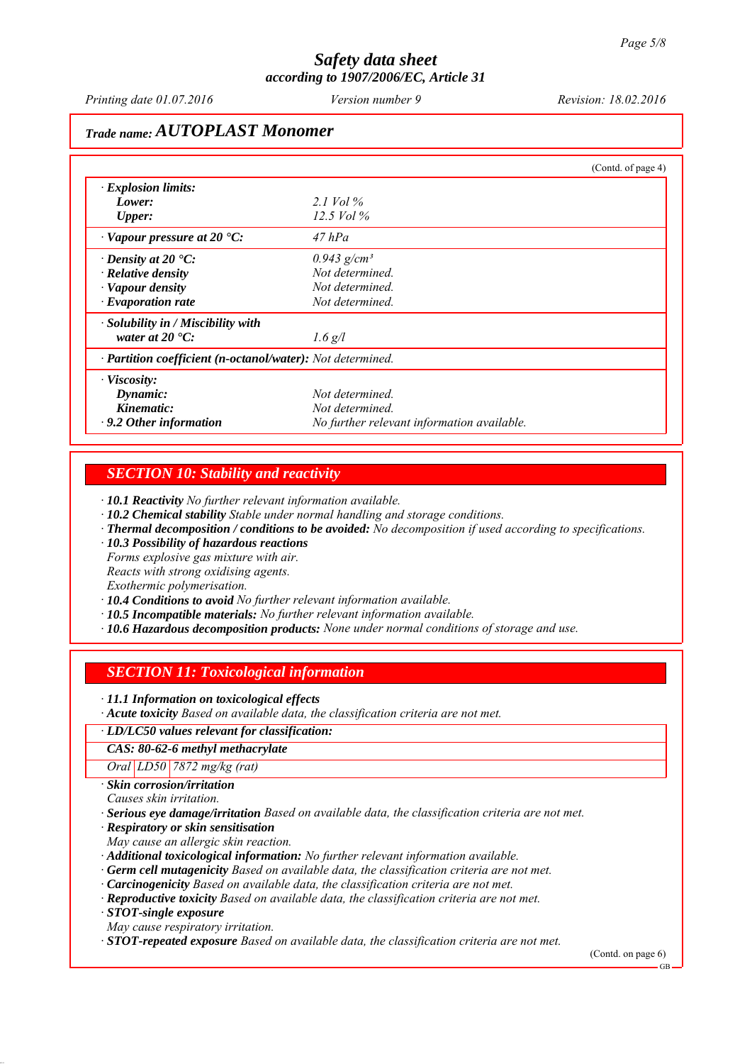*Safety data sheet*
*according to 1907/2006/EC, Article 31*

*Printing date 01.07.2016* | *Version number 9* | *Revision: 18.02.2016*

*Trade name:* ***AUTOPLAST Monomer***

(Contd. of page 4)

| | |
|---|---|
| · ***Explosion limits:*** | |
| ***Lower:*** | *2.1 Vol %* |
| ***Upper:*** | *12.5 Vol %* |
| · ***Vapour pressure at 20 °C:*** | *47 hPa* |
| · ***Density at 20 °C:*** | *0.943 g/cm³* |
| · ***Relative density*** | *Not determined.* |
| · ***Vapour density*** | *Not determined.* |
| · ***Evaporation rate*** | *Not determined.* |
| · ***Solubility in / Miscibility with water at 20 °C:*** | *1.6 g/l* |
| · ***Partition coefficient (n-octanol/water):*** *Not determined.* | |
| · ***Viscosity:*** | |
| ***Dynamic:*** | *Not determined.* |
| ***Kinematic:*** | *Not determined.* |
| · ***9.2 Other information*** | *No further relevant information available.* |

## *SECTION 10: Stability and reactivity*

· ***10.1 Reactivity*** *No further relevant information available.*
· ***10.2 Chemical stability*** *Stable under normal handling and storage conditions.*
· ***Thermal decomposition / conditions to be avoided:*** *No decomposition if used according to specifications.*
· ***10.3 Possibility of hazardous reactions***
*Forms explosive gas mixture with air.*
*Reacts with strong oxidising agents.*
*Exothermic polymerisation.*
· ***10.4 Conditions to avoid*** *No further relevant information available.*
· ***10.5 Incompatible materials:*** *No further relevant information available.*
· ***10.6 Hazardous decomposition products:*** *None under normal conditions of storage and use.*

## *SECTION 11: Toxicological information*

· ***11.1 Information on toxicological effects***
· ***Acute toxicity*** *Based on available data, the classification criteria are not met.*

| · ***LD/LC50 values relevant for classification:*** | | |
|---|---|---|
| ***CAS: 80-62-6 methyl methacrylate*** | | |
| *Oral* | *LD50* | *7872 mg/kg (rat)* |

· ***Skin corrosion/irritation***
*Causes skin irritation.*
· ***Serious eye damage/irritation*** *Based on available data, the classification criteria are not met.*
· ***Respiratory or skin sensitisation***
*May cause an allergic skin reaction.*
· ***Additional toxicological information:*** *No further relevant information available.*
· ***Germ cell mutagenicity*** *Based on available data, the classification criteria are not met.*
· ***Carcinogenicity*** *Based on available data, the classification criteria are not met.*
· ***Reproductive toxicity*** *Based on available data, the classification criteria are not met.*
· ***STOT-single exposure***
*May cause respiratory irritation.*
· ***STOT-repeated exposure*** *Based on available data, the classification criteria are not met.*

(Contd. on page 6)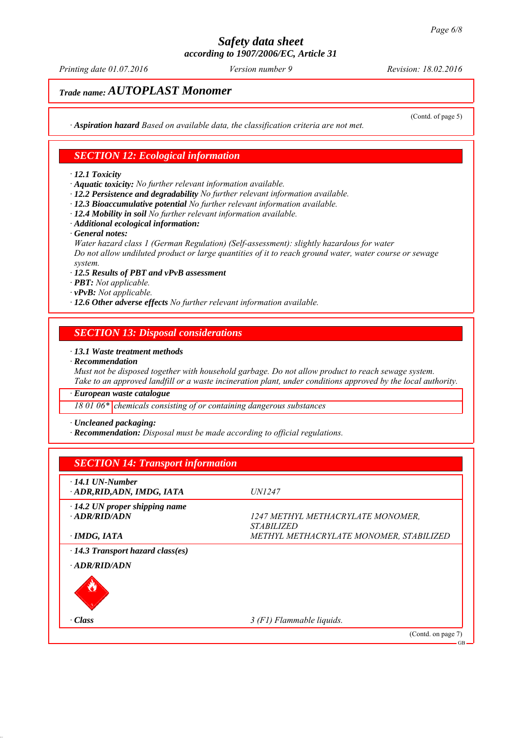*Trade name:* ***AUTOPLAST Monomer***

(Contd. of page 5)

· ***Aspiration hazard*** *Based on available data, the classification criteria are not met.*

## SECTION 12: Ecological information

· ***12.1 Toxicity***
· ***Aquatic toxicity:*** *No further relevant information available.*
· ***12.2 Persistence and degradability*** *No further relevant information available.*
· ***12.3 Bioaccumulative potential*** *No further relevant information available.*
· ***12.4 Mobility in soil*** *No further relevant information available.*
· ***Additional ecological information:***
· ***General notes:***
*Water hazard class 1 (German Regulation) (Self-assessment): slightly hazardous for water*
*Do not allow undiluted product or large quantities of it to reach ground water, water course or sewage system.*
· ***12.5 Results of PBT and vPvB assessment***
· ***PBT:*** *Not applicable.*
· ***vPvB:*** *Not applicable.*
· ***12.6 Other adverse effects*** *No further relevant information available.*

## SECTION 13: Disposal considerations

· ***13.1 Waste treatment methods***
· ***Recommendation***
*Must not be disposed together with household garbage. Do not allow product to reach sewage system.*
*Take to an approved landfill or a waste incineration plant, under conditions approved by the local authority.*

| · ***European waste catalogue*** | |
|---|---|
| *18 01 06\** | *chemicals consisting of or containing dangerous substances* |

· ***Uncleaned packaging:***
· ***Recommendation:*** *Disposal must be made according to official regulations.*

## SECTION 14: Transport information

| | |
|---|---|
| · ***14.1 UN-Number*** | |
| · ***ADR,RID,ADN, IMDG, IATA*** | *UN1247* |
| · ***14.2 UN proper shipping name*** | |
| · ***ADR/RID/ADN*** | *1247 METHYL METHACRYLATE MONOMER, STABILIZED* |
| · ***IMDG, IATA*** | *METHYL METHACRYLATE MONOMER, STABILIZED* |
| · ***14.3 Transport hazard class(es)*** | |
| · ***ADR/RID/ADN*** | |
| · ***Class*** | *3 (F1) Flammable liquids.* |

(Contd. on page 7)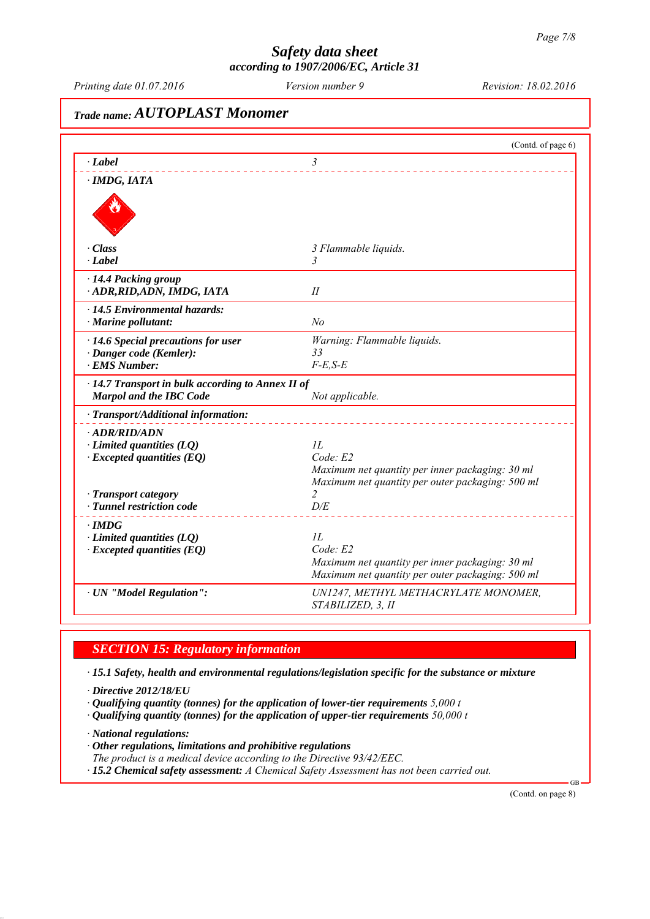*Trade name:* ***AUTOPLAST Monomer***

(Contd. of page 6)

| | |
|---|---|
| · **Label** | 3 |
| · **IMDG, IATA** | |
| · **Class** | 3 Flammable liquids. |
| · **Label** | 3 |
| · **14.4 Packing group** | |
| · **ADR,RID,ADN, IMDG, IATA** | II |
| · **14.5 Environmental hazards:** | |
| · **Marine pollutant:** | No |
| · **14.6 Special precautions for user** | Warning: Flammable liquids. |
| · **Danger code (Kemler):** | 33 |
| · **EMS Number:** | F-E,S-E |
| · **14.7 Transport in bulk according to Annex II of Marpol and the IBC Code** | Not applicable. |
| · **Transport/Additional information:** | |
| · **ADR/RID/ADN** | |
| · **Limited quantities (LQ)** | 1L |
| · **Excepted quantities (EQ)** | Code: E2<br>Maximum net quantity per inner packaging: 30 ml<br>Maximum net quantity per outer packaging: 500 ml |
| · **Transport category** | 2 |
| · **Tunnel restriction code** | D/E |
| · **IMDG** | |
| · **Limited quantities (LQ)** | 1L |
| · **Excepted quantities (EQ)** | Code: E2<br>Maximum net quantity per inner packaging: 30 ml<br>Maximum net quantity per outer packaging: 500 ml |
| · **UN "Model Regulation":** | UN1247, METHYL METHACRYLATE MONOMER, STABILIZED, 3, II |

## SECTION 15: Regulatory information

· **15.1 Safety, health and environmental regulations/legislation specific for the substance or mixture**

· **Directive 2012/18/EU**
· **Qualifying quantity (tonnes) for the application of lower-tier requirements** 5,000 t
· **Qualifying quantity (tonnes) for the application of upper-tier requirements** 50,000 t

· **National regulations:**
· **Other regulations, limitations and prohibitive regulations**
The product is a medical device according to the Directive 93/42/EEC.
· **15.2 Chemical safety assessment:** A Chemical Safety Assessment has not been carried out.

(Contd. on page 8)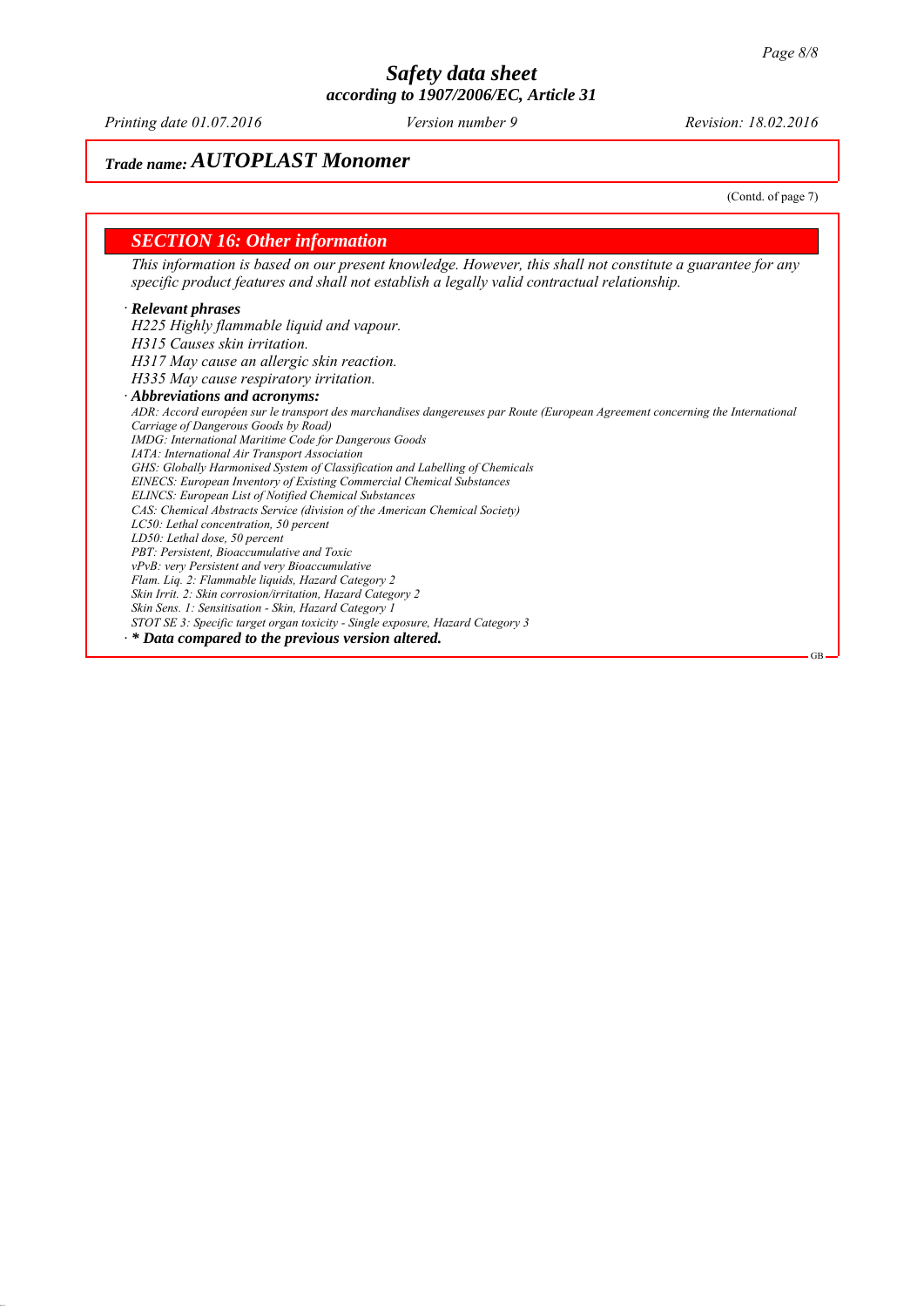# Safety data sheet
## according to 1907/2006/EC, Article 31

*Printing date 01.07.2016* *Version number 9* *Revision: 18.02.2016*

## Trade name: AUTOPLAST Monomer

(Contd. of page 7)

## SECTION 16: Other information

*This information is based on our present knowledge. However, this shall not constitute a guarantee for any specific product features and shall not establish a legally valid contractual relationship.*

· **Relevant phrases**

H225 Highly flammable liquid and vapour.
H315 Causes skin irritation.
H317 May cause an allergic skin reaction.
H335 May cause respiratory irritation.

· **Abbreviations and acronyms:**

ADR: Accord européen sur le transport des marchandises dangereuses par Route (European Agreement concerning the International Carriage of Dangerous Goods by Road)
IMDG: International Maritime Code for Dangerous Goods
IATA: International Air Transport Association
GHS: Globally Harmonised System of Classification and Labelling of Chemicals
EINECS: European Inventory of Existing Commercial Chemical Substances
ELINCS: European List of Notified Chemical Substances
CAS: Chemical Abstracts Service (division of the American Chemical Society)
LC50: Lethal concentration, 50 percent
LD50: Lethal dose, 50 percent
PBT: Persistent, Bioaccumulative and Toxic
vPvB: very Persistent and very Bioaccumulative
Flam. Liq. 2: Flammable liquids, Hazard Category 2
Skin Irrit. 2: Skin corrosion/irritation, Hazard Category 2
Skin Sens. 1: Sensitisation - Skin, Hazard Category 1
STOT SE 3: Specific target organ toxicity - Single exposure, Hazard Category 3

· **\* Data compared to the previous version altered.**

GB